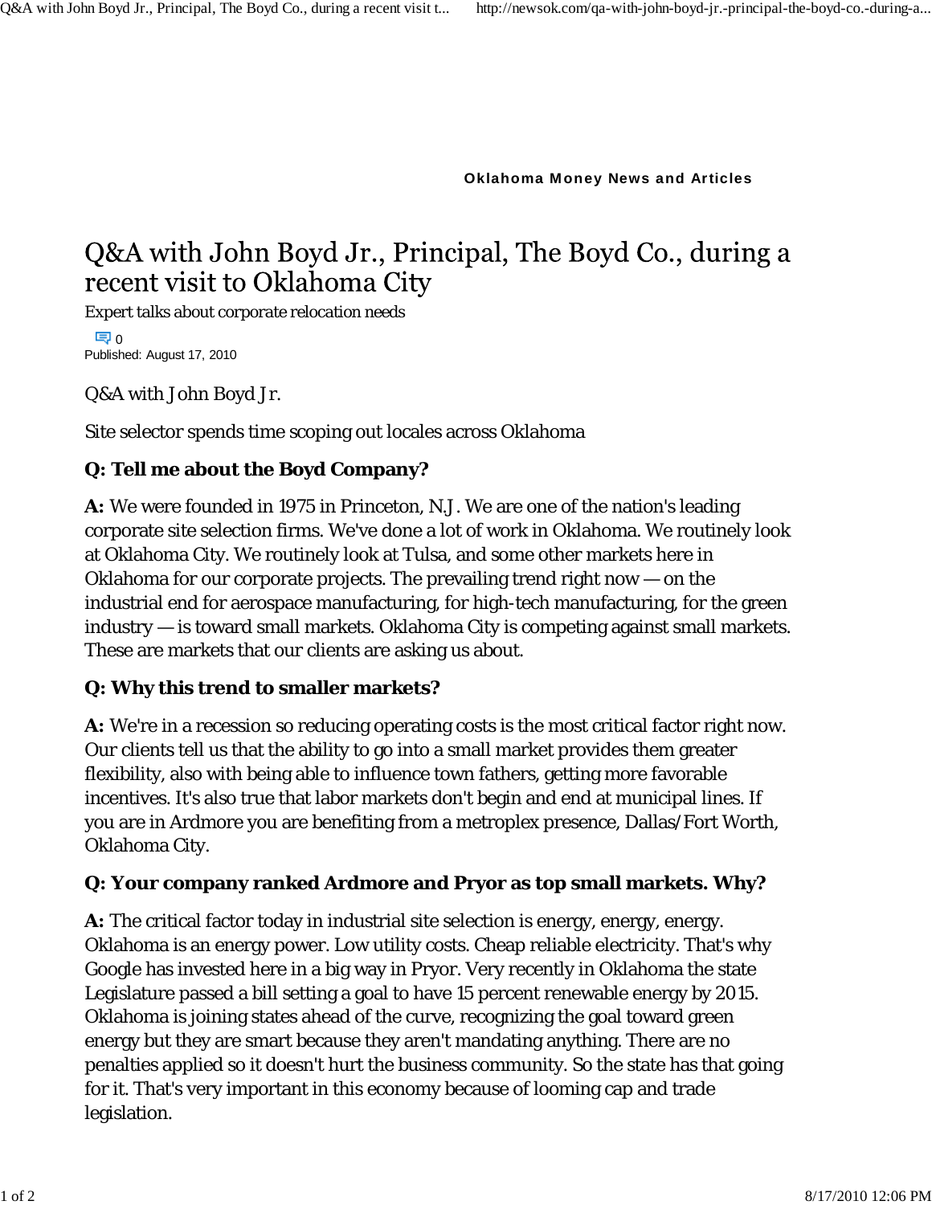**Oklahoma Money News and Articles**

# Q&A with John Boyd Jr., Principal, The Boyd Co., during a recent visit to Oklahoma City

Expert talks about corporate relocation needs

0

Published: August 17, 2010

Q&A with John Boyd Jr.

Site selector spends time scoping out locales across Oklahoma

**Q: Tell me about the Boyd Company?**

**A:** We were founded in 1975 in Princeton, N.J. We are one of the nation's leading corporate site selection firms. We've done a lot of work in Oklahoma. We routinely look at Oklahoma City. We routinely look at Tulsa, and some other markets here in Oklahoma for our corporate projects. The prevailing trend right now — on the industrial end for aerospace manufacturing, for high-tech manufacturing, for the green industry — is toward small markets. Oklahoma City is competing against small markets. These are markets that our clients are asking us about.

**Q: Why this trend to smaller markets?**

**A:** We're in a recession so reducing operating costs is the most critical factor right now. Our clients tell us that the ability to go into a small market provides them greater flexibility, also with being able to influence town fathers, getting more favorable incentives. It's also true that labor markets don't begin and end at municipal lines. If you are in Ardmore you are benefiting from a metroplex presence, Dallas/Fort Worth, Oklahoma City.

**Q: Your company ranked Ardmore and Pryor as top small markets. Why?**

**A:** The critical factor today in industrial site selection is energy, energy, energy. Oklahoma is an energy power. Low utility costs. Cheap reliable electricity. That's why Google has invested here in a big way in Pryor. Very recently in Oklahoma the state Legislature passed a bill setting a goal to have 15 percent renewable energy by 2015. Oklahoma is joining states ahead of the curve, recognizing the goal toward green energy but they are smart because they aren't mandating anything. There are no penalties applied so it doesn't hurt the business community. So the state has that going for it. That's very important in this economy because of looming cap and trade legislation.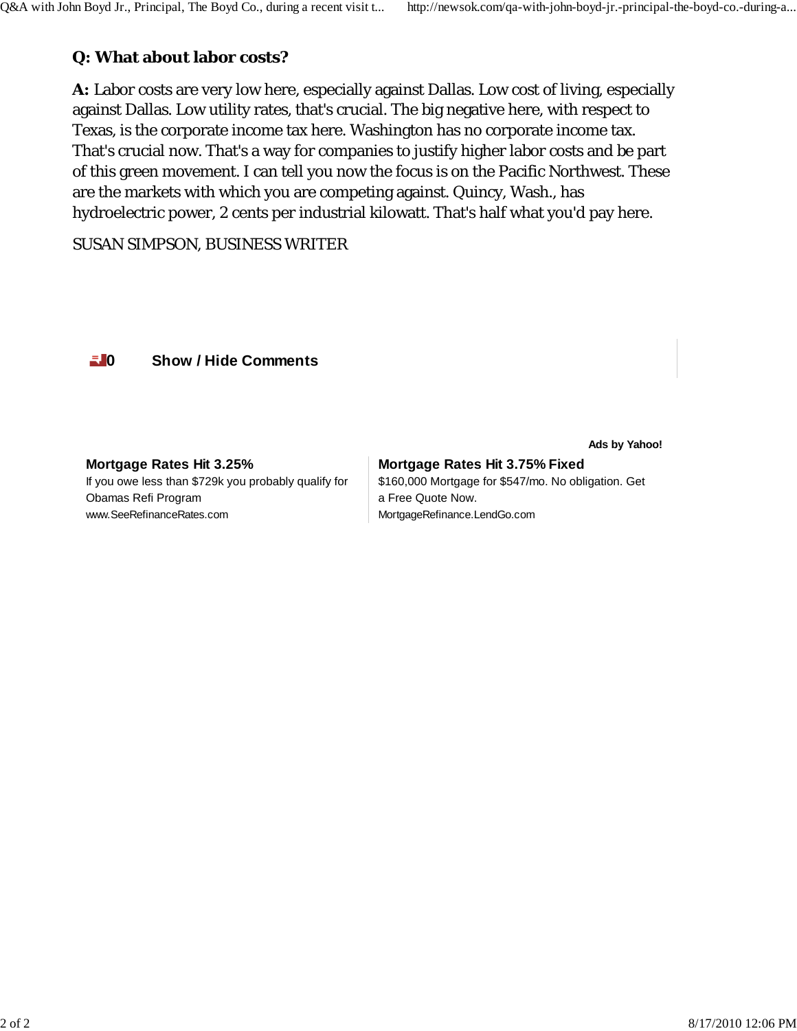**Q: What about labor costs?**

**A:** Labor costs are very low here, especially against Dallas. Low cost of living, especially against Dallas. Low utility rates, that's crucial. The big negative here, with respect to Texas, is the corporate income tax here. Washington has no corporate income tax. That's crucial now. That's a way for companies to justify higher labor costs and be part of this green movement. I can tell you now the focus is on the Pacific Northwest. These are the markets with which you are competing against. Quincy, Wash., has hydroelectric power, 2 cents per industrial kilowatt. That's half what you'd pay here.

SUSAN SIMPSON, BUSINESS WRITER

0 **Show / Hide Comments**

**Ads by Yahoo!**

**Mortgage Rates Hit 3.25%**
If you owe less than $729k you probably qualify for Obamas Refi Program
www.SeeRefinanceRates.com

**Mortgage Rates Hit 3.75% Fixed**
$160,000 Mortgage for $547/mo. No obligation. Get a Free Quote Now.
MortgageRefinance.LendGo.com